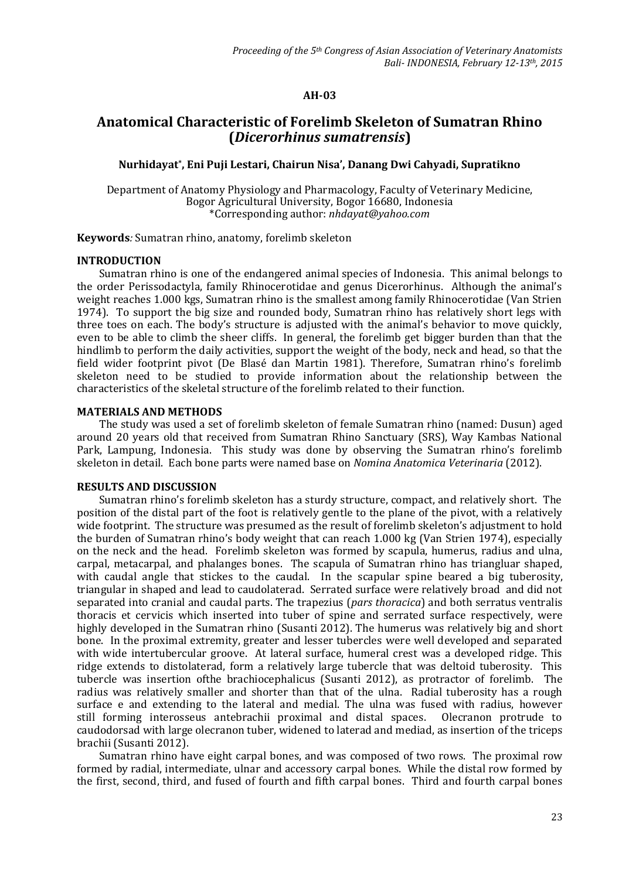**AH-03**

# Anatomical Characteristic of Forelimb Skeleton of Sumatran Rhino (*Dicerorhinus sumatrensis*)

**Nurhidayat*, Eni Puji Lestari, Chairun Nisa', Danang Dwi Cahyadi, Supratikno**

Department of Anatomy Physiology and Pharmacology, Faculty of Veterinary Medicine, Bogor Agricultural University, Bogor 16680, Indonesia
*Corresponding author: *nhdayat@yahoo.com*

**Keywords***:* Sumatran rhino, anatomy, forelimb skeleton

## INTRODUCTION

Sumatran rhino is one of the endangered animal species of Indonesia. This animal belongs to the order Perissodactyla, family Rhinocerotidae and genus Dicerorhinus. Although the animal's weight reaches 1.000 kgs, Sumatran rhino is the smallest among family Rhinocerotidae (Van Strien 1974). To support the big size and rounded body, Sumatran rhino has relatively short legs with three toes on each. The body's structure is adjusted with the animal's behavior to move quickly, even to be able to climb the sheer cliffs. In general, the forelimb get bigger burden than that the hindlimb to perform the daily activities, support the weight of the body, neck and head, so that the field wider footprint pivot (De Blasé dan Martin 1981). Therefore, Sumatran rhino's forelimb skeleton need to be studied to provide information about the relationship between the characteristics of the skeletal structure of the forelimb related to their function.

## MATERIALS AND METHODS

The study was used a set of forelimb skeleton of female Sumatran rhino (named: Dusun) aged around 20 years old that received from Sumatran Rhino Sanctuary (SRS), Way Kambas National Park, Lampung, Indonesia. This study was done by observing the Sumatran rhino's forelimb skeleton in detail. Each bone parts were named base on *Nomina Anatomica Veterinaria* (2012).

## RESULTS AND DISCUSSION

Sumatran rhino's forelimb skeleton has a sturdy structure, compact, and relatively short. The position of the distal part of the foot is relatively gentle to the plane of the pivot, with a relatively wide footprint. The structure was presumed as the result of forelimb skeleton's adjustment to hold the burden of Sumatran rhino's body weight that can reach 1.000 kg (Van Strien 1974), especially on the neck and the head. Forelimb skeleton was formed by scapula, humerus, radius and ulna, carpal, metacarpal, and phalanges bones. The scapula of Sumatran rhino has triangluar shaped, with caudal angle that stickes to the caudal. In the scapular spine beared a big tuberosity, triangular in shaped and lead to caudolaterad. Serrated surface were relatively broad and did not separated into cranial and caudal parts. The trapezius (*pars thoracica*) and both serratus ventralis thoracis et cervicis which inserted into tuber of spine and serrated surface respectively, were highly developed in the Sumatran rhino (Susanti 2012). The humerus was relatively big and short bone. In the proximal extremity, greater and lesser tubercles were well developed and separated with wide intertubercular groove. At lateral surface, humeral crest was a developed ridge. This ridge extends to distolaterad, form a relatively large tubercle that was deltoid tuberosity. This tubercle was insertion ofthe brachiocephalicus (Susanti 2012), as protractor of forelimb. The radius was relatively smaller and shorter than that of the ulna. Radial tuberosity has a rough surface e and extending to the lateral and medial. The ulna was fused with radius, however still forming interosseus antebrachii proximal and distal spaces. Olecranon protrude to caudodorsad with large olecranon tuber, widened to laterad and mediad, as insertion of the triceps brachii (Susanti 2012).

Sumatran rhino have eight carpal bones, and was composed of two rows. The proximal row formed by radial, intermediate, ulnar and accessory carpal bones. While the distal row formed by the first, second, third, and fused of fourth and fifth carpal bones. Third and fourth carpal bones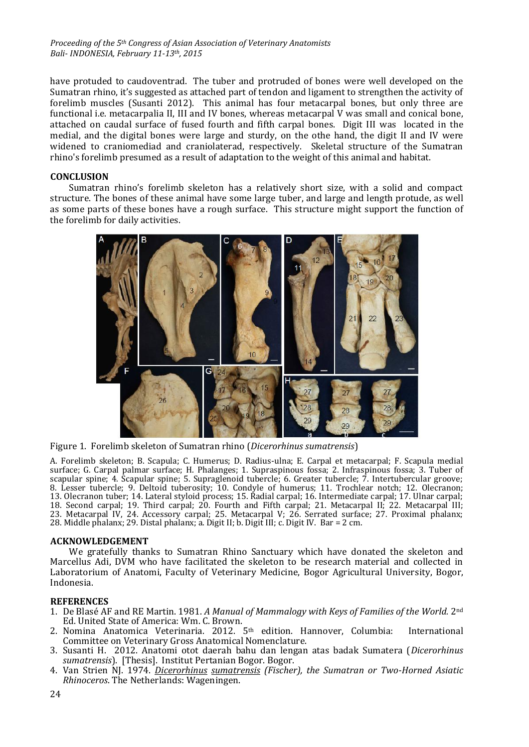have protuded to caudoventrad. The tuber and protruded of bones were well developed on the Sumatran rhino, it's suggested as attached part of tendon and ligament to strengthen the activity of forelimb muscles (Susanti 2012). This animal has four metacarpal bones, but only three are functional i.e. metacarpalia II, III and IV bones, whereas metacarpal V was small and conical bone, attached on caudal surface of fused fourth and fifth carpal bones. Digit III was located in the medial, and the digital bones were large and sturdy, on the othe hand, the digit II and IV were widened to craniomediad and craniolaterad, respectively. Skeletal structure of the Sumatran rhino's forelimb presumed as a result of adaptation to the weight of this animal and habitat.

## CONCLUSION

Sumatran rhino's forelimb skeleton has a relatively short size, with a solid and compact structure. The bones of these animal have some large tuber, and large and length protude, as well as some parts of these bones have a rough surface. This structure might support the function of the forelimb for daily activities.

Figure 1. Forelimb skeleton of Sumatran rhino (*Dicerorhinus sumatrensis*)

A. Forelimb skeleton; B. Scapula; C. Humerus; D. Radius-ulna; E. Carpal et metacarpal; F. Scapula medial surface; G. Carpal palmar surface; H. Phalanges; 1. Supraspinous fossa; 2. Infraspinous fossa; 3. Tuber of scapular spine; 4. Scapular spine; 5. Supraglenoid tubercle; 6. Greater tubercle; 7. Intertubercular groove; 8. Lesser tubercle; 9. Deltoid tuberosity; 10. Condyle of humerus; 11. Trochlear notch; 12. Olecranon; 13. Olecranon tuber; 14. Lateral styloid process; 15. Radial carpal; 16. Intermediate carpal; 17. Ulnar carpal; 18. Second carpal; 19. Third carpal; 20. Fourth and Fifth carpal; 21. Metacarpal II; 22. Metacarpal III; 23. Metacarpal IV, 24. Accessory carpal; 25. Metacarpal V; 26. Serrated surface; 27. Proximal phalanx; 28. Middle phalanx; 29. Distal phalanx; a. Digit II; b. Digit III; c. Digit IV. Bar = 2 cm.

## ACKNOWLEDGEMENT

We gratefully thanks to Sumatran Rhino Sanctuary which have donated the skeleton and Marcellus Adi, DVM who have facilitated the skeleton to be research material and collected in Laboratorium of Anatomi, Faculty of Veterinary Medicine, Bogor Agricultural University, Bogor, Indonesia.

## REFERENCES

1. De Blasé AF and RE Martin. 1981. *A Manual of Mammalogy with Keys of Families of the World.* 2nd Ed. United State of America: Wm. C. Brown.
2. Nomina Anatomica Veterinaria. 2012. 5th edition. Hannover, Columbia: International Committee on Veterinary Gross Anatomical Nomenclature.
3. Susanti H. 2012. Anatomi otot daerah bahu dan lengan atas badak Sumatera (*Dicerorhinus sumatrensis*). [Thesis]. Institut Pertanian Bogor. Bogor.
4. Van Strien NJ. 1974. *Dicerorhinus sumatrensis (Fischer), the Sumatran or Two-Horned Asiatic Rhinoceros*. The Netherlands: Wageningen.